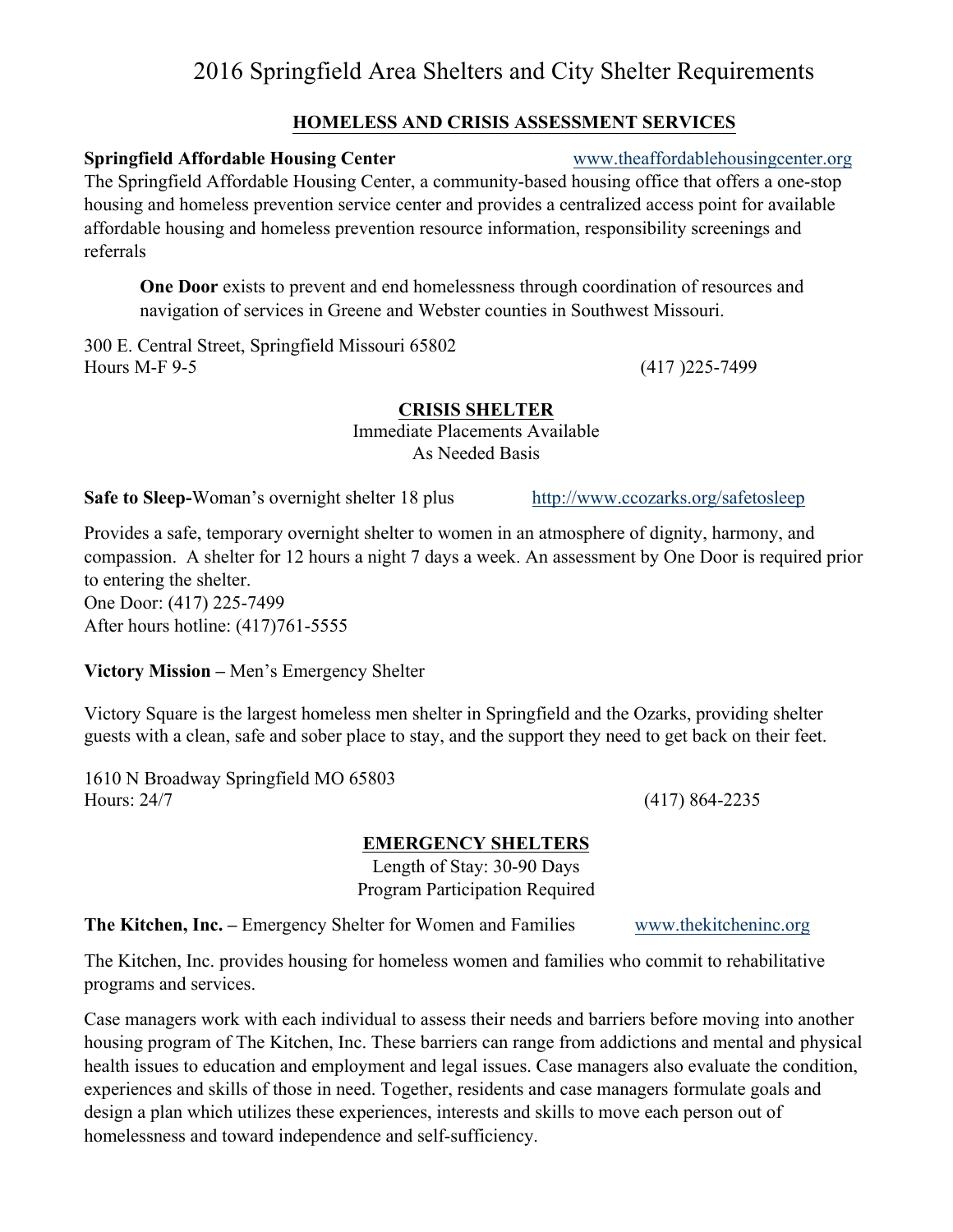# 2016 Springfield Area Shelters and City Shelter Requirements

## HOMELESS AND CRISIS ASSESSMENT SERVICES

**Springfield Affordable Housing Center** www.theaffordablehousingcenter.org

The Springfield Affordable Housing Center, a community-based housing office that offers a one-stop housing and homeless prevention service center and provides a centralized access point for available affordable housing and homeless prevention resource information, responsibility screenings and referrals

> **One Door** exists to prevent and end homelessness through coordination of resources and navigation of services in Greene and Webster counties in Southwest Missouri.

300 E. Central Street, Springfield Missouri 65802
Hours M-F 9-5 (417 )225-7499

## CRISIS SHELTER

Immediate Placements Available
As Needed Basis

**Safe to Sleep-**Woman's overnight shelter 18 plus http://www.ccozarks.org/safetosleep

Provides a safe, temporary overnight shelter to women in an atmosphere of dignity, harmony, and compassion. A shelter for 12 hours a night 7 days a week. An assessment by One Door is required prior to entering the shelter.
One Door: (417) 225-7499
After hours hotline: (417)761-5555

**Victory Mission –** Men's Emergency Shelter

Victory Square is the largest homeless men shelter in Springfield and the Ozarks, providing shelter guests with a clean, safe and sober place to stay, and the support they need to get back on their feet.

1610 N Broadway Springfield MO 65803
Hours: 24/7 (417) 864-2235

## EMERGENCY SHELTERS

Length of Stay: 30-90 Days
Program Participation Required

**The Kitchen, Inc. –** Emergency Shelter for Women and Families www.thekitcheninc.org

The Kitchen, Inc. provides housing for homeless women and families who commit to rehabilitative programs and services.

Case managers work with each individual to assess their needs and barriers before moving into another housing program of The Kitchen, Inc. These barriers can range from addictions and mental and physical health issues to education and employment and legal issues. Case managers also evaluate the condition, experiences and skills of those in need. Together, residents and case managers formulate goals and design a plan which utilizes these experiences, interests and skills to move each person out of homelessness and toward independence and self-sufficiency.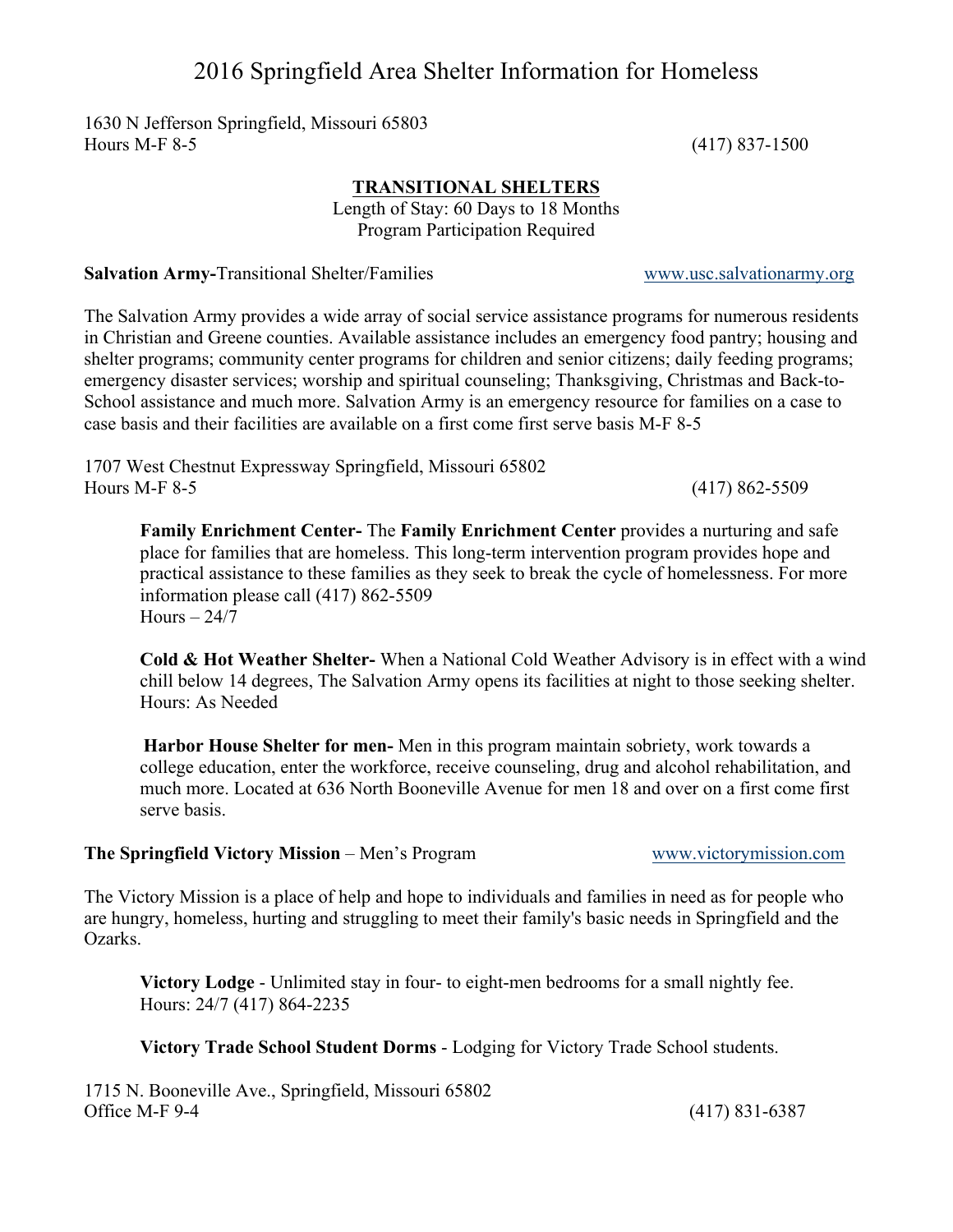# 2016 Springfield Area Shelter Information for Homeless

1630 N Jefferson Springfield, Missouri 65803
Hours M-F 8-5 (417) 837-1500

## TRANSITIONAL SHELTERS

Length of Stay: 60 Days to 18 Months
Program Participation Required

**Salvation Army-**Transitional Shelter/Families www.usc.salvationarmy.org

The Salvation Army provides a wide array of social service assistance programs for numerous residents in Christian and Greene counties. Available assistance includes an emergency food pantry; housing and shelter programs; community center programs for children and senior citizens; daily feeding programs; emergency disaster services; worship and spiritual counseling; Thanksgiving, Christmas and Back-to-School assistance and much more. Salvation Army is an emergency resource for families on a case to case basis and their facilities are available on a first come first serve basis M-F 8-5

1707 West Chestnut Expressway Springfield, Missouri 65802
Hours M-F 8-5 (417) 862-5509

**Family Enrichment Center-** The **Family Enrichment Center** provides a nurturing and safe place for families that are homeless. This long-term intervention program provides hope and practical assistance to these families as they seek to break the cycle of homelessness. For more information please call (417) 862-5509
Hours – 24/7

**Cold & Hot Weather Shelter-** When a National Cold Weather Advisory is in effect with a wind chill below 14 degrees, The Salvation Army opens its facilities at night to those seeking shelter.
Hours: As Needed

**Harbor House Shelter for men-** Men in this program maintain sobriety, work towards a college education, enter the workforce, receive counseling, drug and alcohol rehabilitation, and much more. Located at 636 North Booneville Avenue for men 18 and over on a first come first serve basis.

**The Springfield Victory Mission** – Men's Program www.victorymission.com

The Victory Mission is a place of help and hope to individuals and families in need as for people who are hungry, homeless, hurting and struggling to meet their family's basic needs in Springfield and the Ozarks.

**Victory Lodge** - Unlimited stay in four- to eight-men bedrooms for a small nightly fee.
Hours: 24/7 (417) 864-2235

**Victory Trade School Student Dorms** - Lodging for Victory Trade School students.

1715 N. Booneville Ave., Springfield, Missouri 65802
Office M-F 9-4 (417) 831-6387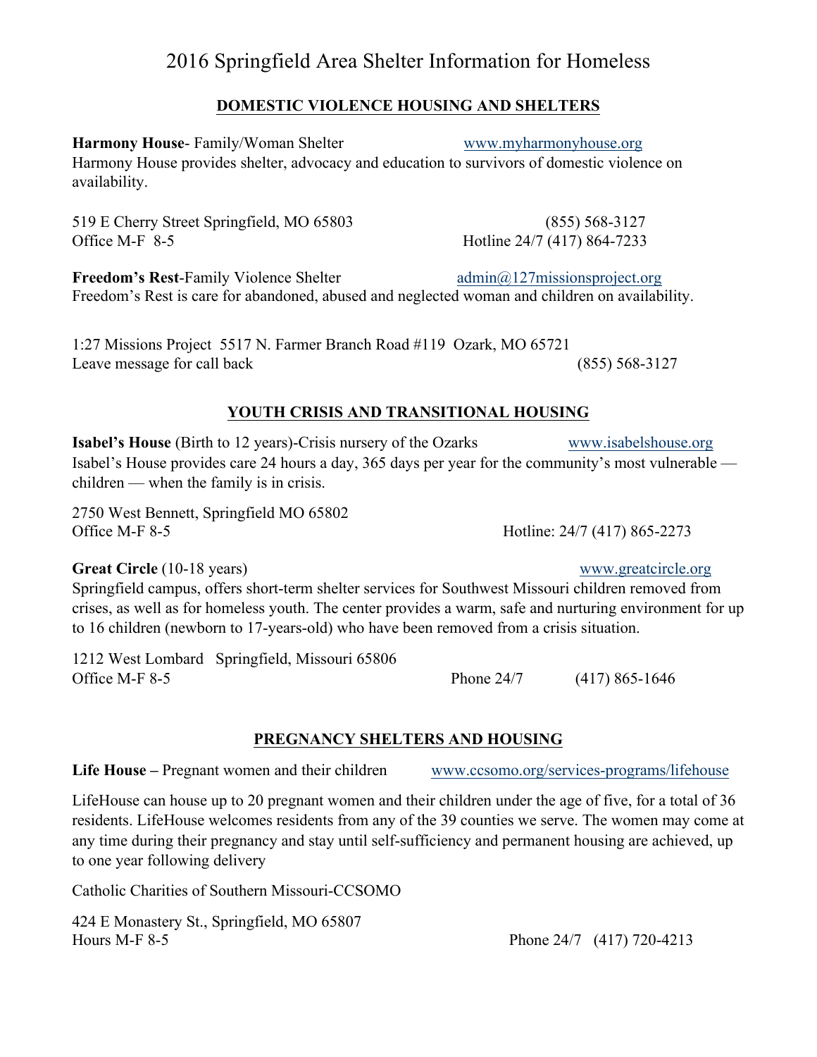# 2016 Springfield Area Shelter Information for Homeless

## DOMESTIC VIOLENCE HOUSING AND SHELTERS

**Harmony House**- Family/Woman Shelter www.myharmonyhouse.org

Harmony House provides shelter, advocacy and education to survivors of domestic violence on availability.

519 E Cherry Street Springfield, MO 65803 (855) 568-3127

Office M-F 8-5 Hotline 24/7 (417) 864-7233

**Freedom's Rest**-Family Violence Shelter admin@127missionsproject.org

Freedom's Rest is care for abandoned, abused and neglected woman and children on availability.

1:27 Missions Project 5517 N. Farmer Branch Road #119 Ozark, MO 65721

Leave message for call back (855) 568-3127

## YOUTH CRISIS AND TRANSITIONAL HOUSING

**Isabel's House** (Birth to 12 years)-Crisis nursery of the Ozarks www.isabelshouse.org

Isabel's House provides care 24 hours a day, 365 days per year for the community's most vulnerable — children — when the family is in crisis.

2750 West Bennett, Springfield MO 65802

Office M-F 8-5 Hotline: 24/7 (417) 865-2273

**Great Circle** (10-18 years) www.greatcircle.org

Springfield campus, offers short-term shelter services for Southwest Missouri children removed from crises, as well as for homeless youth. The center provides a warm, safe and nurturing environment for up to 16 children (newborn to 17-years-old) who have been removed from a crisis situation.

1212 West Lombard Springfield, Missouri 65806

Office M-F 8-5 Phone 24/7 (417) 865-1646

## PREGNANCY SHELTERS AND HOUSING

**Life House –** Pregnant women and their children www.ccsomo.org/services-programs/lifehouse

LifeHouse can house up to 20 pregnant women and their children under the age of five, for a total of 36 residents. LifeHouse welcomes residents from any of the 39 counties we serve. The women may come at any time during their pregnancy and stay until self-sufficiency and permanent housing are achieved, up to one year following delivery

Catholic Charities of Southern Missouri-CCSOMO

424 E Monastery St., Springfield, MO 65807

Hours M-F 8-5 Phone 24/7 (417) 720-4213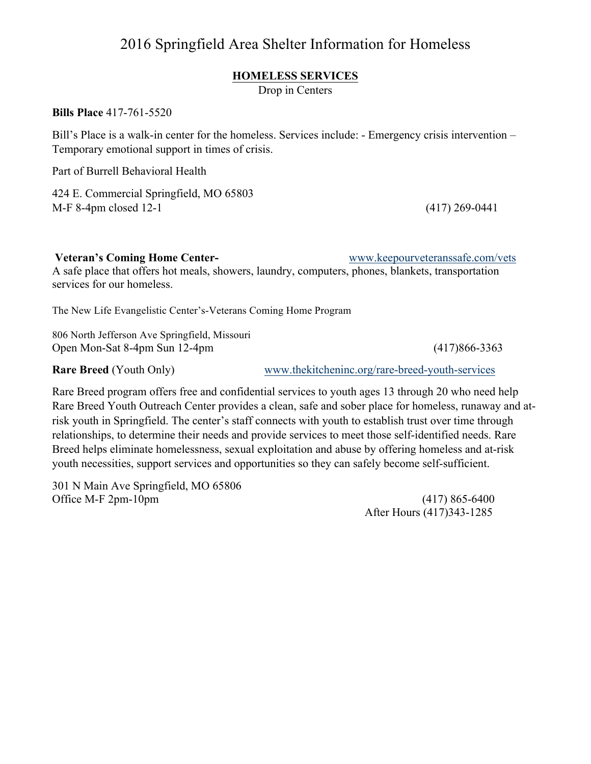# 2016 Springfield Area Shelter Information for Homeless

## HOMELESS SERVICES

Drop in Centers

**Bills Place** 417-761-5520

Bill's Place is a walk-in center for the homeless. Services include: - Emergency crisis intervention – Temporary emotional support in times of crisis.

Part of Burrell Behavioral Health

424 E. Commercial Springfield, MO 65803
M-F 8-4pm closed 12-1 (417) 269-0441

**Veteran's Coming Home Center-** www.keepourveteranssafe.com/vets
A safe place that offers hot meals, showers, laundry, computers, phones, blankets, transportation services for our homeless.

The New Life Evangelistic Center's-Veterans Coming Home Program

806 North Jefferson Ave Springfield, Missouri
Open Mon-Sat 8-4pm Sun 12-4pm (417)866-3363

**Rare Breed** (Youth Only) www.thekitcheninc.org/rare-breed-youth-services

Rare Breed program offers free and confidential services to youth ages 13 through 20 who need help Rare Breed Youth Outreach Center provides a clean, safe and sober place for homeless, runaway and at-risk youth in Springfield. The center's staff connects with youth to establish trust over time through relationships, to determine their needs and provide services to meet those self-identified needs. Rare Breed helps eliminate homelessness, sexual exploitation and abuse by offering homeless and at-risk youth necessities, support services and opportunities so they can safely become self-sufficient.

301 N Main Ave Springfield, MO 65806
Office M-F 2pm-10pm (417) 865-6400
After Hours (417)343-1285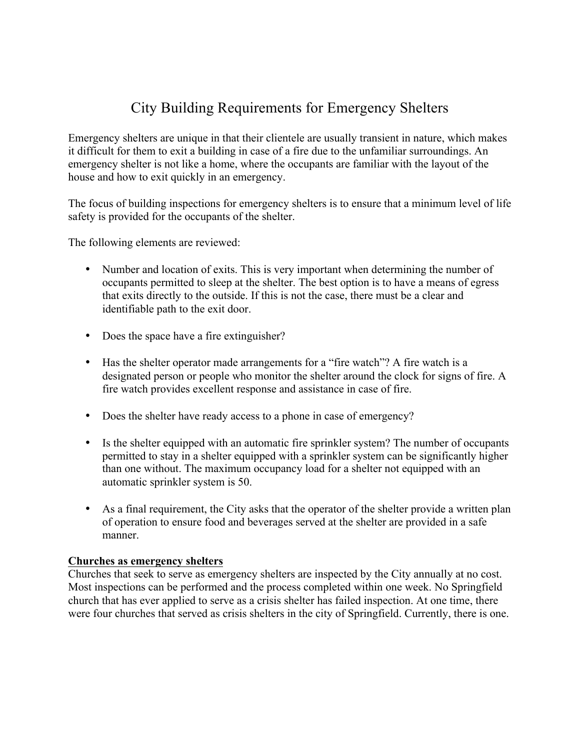# City Building Requirements for Emergency Shelters

Emergency shelters are unique in that their clientele are usually transient in nature, which makes it difficult for them to exit a building in case of a fire due to the unfamiliar surroundings. An emergency shelter is not like a home, where the occupants are familiar with the layout of the house and how to exit quickly in an emergency.

The focus of building inspections for emergency shelters is to ensure that a minimum level of life safety is provided for the occupants of the shelter.

The following elements are reviewed:

- Number and location of exits. This is very important when determining the number of occupants permitted to sleep at the shelter. The best option is to have a means of egress that exits directly to the outside. If this is not the case, there must be a clear and identifiable path to the exit door.
- Does the space have a fire extinguisher?
- Has the shelter operator made arrangements for a "fire watch"? A fire watch is a designated person or people who monitor the shelter around the clock for signs of fire. A fire watch provides excellent response and assistance in case of fire.
- Does the shelter have ready access to a phone in case of emergency?
- Is the shelter equipped with an automatic fire sprinkler system? The number of occupants permitted to stay in a shelter equipped with a sprinkler system can be significantly higher than one without. The maximum occupancy load for a shelter not equipped with an automatic sprinkler system is 50.
- As a final requirement, the City asks that the operator of the shelter provide a written plan of operation to ensure food and beverages served at the shelter are provided in a safe manner.

**Churches as emergency shelters**

Churches that seek to serve as emergency shelters are inspected by the City annually at no cost. Most inspections can be performed and the process completed within one week. No Springfield church that has ever applied to serve as a crisis shelter has failed inspection. At one time, there were four churches that served as crisis shelters in the city of Springfield. Currently, there is one.